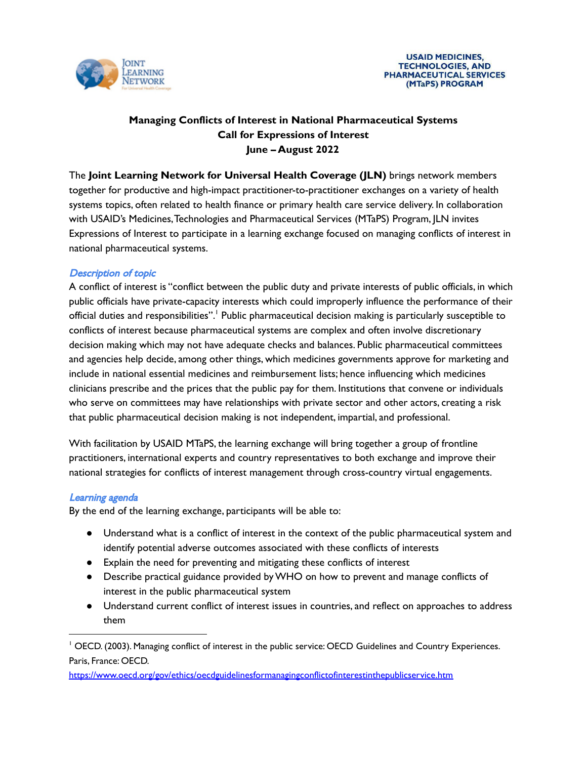USAID MEDICINES, TECHNOLOGIES, AND PHARMACEUTICAL SERVICES (MTaPS) PROGRAM

# Managing Conflicts of Interest in National Pharmaceutical Systems
## Call for Expressions of Interest
## June – August 2022

The **Joint Learning Network for Universal Health Coverage (JLN)** brings network members together for productive and high-impact practitioner-to-practitioner exchanges on a variety of health systems topics, often related to health finance or primary health care service delivery. In collaboration with USAID's Medicines, Technologies and Pharmaceutical Services (MTaPS) Program, JLN invites Expressions of Interest to participate in a learning exchange focused on managing conflicts of interest in national pharmaceutical systems.

### *Description of topic*

A conflict of interest is "conflict between the public duty and private interests of public officials, in which public officials have private-capacity interests which could improperly influence the performance of their official duties and responsibilities".[1] Public pharmaceutical decision making is particularly susceptible to conflicts of interest because pharmaceutical systems are complex and often involve discretionary decision making which may not have adequate checks and balances. Public pharmaceutical committees and agencies help decide, among other things, which medicines governments approve for marketing and include in national essential medicines and reimbursement lists; hence influencing which medicines clinicians prescribe and the prices that the public pay for them. Institutions that convene or individuals who serve on committees may have relationships with private sector and other actors, creating a risk that public pharmaceutical decision making is not independent, impartial, and professional.

With facilitation by USAID MTaPS, the learning exchange will bring together a group of frontline practitioners, international experts and country representatives to both exchange and improve their national strategies for conflicts of interest management through cross-country virtual engagements.

### *Learning agenda*

By the end of the learning exchange, participants will be able to:

- Understand what is a conflict of interest in the context of the public pharmaceutical system and identify potential adverse outcomes associated with these conflicts of interests
- Explain the need for preventing and mitigating these conflicts of interest
- Describe practical guidance provided by WHO on how to prevent and manage conflicts of interest in the public pharmaceutical system
- Understand current conflict of interest issues in countries, and reflect on approaches to address them

---

[1] OECD. (2003). Managing conflict of interest in the public service: OECD Guidelines and Country Experiences. Paris, France: OECD.
https://www.oecd.org/gov/ethics/oecdguidelinesformanagingconflictofinterestinthepublicservice.htm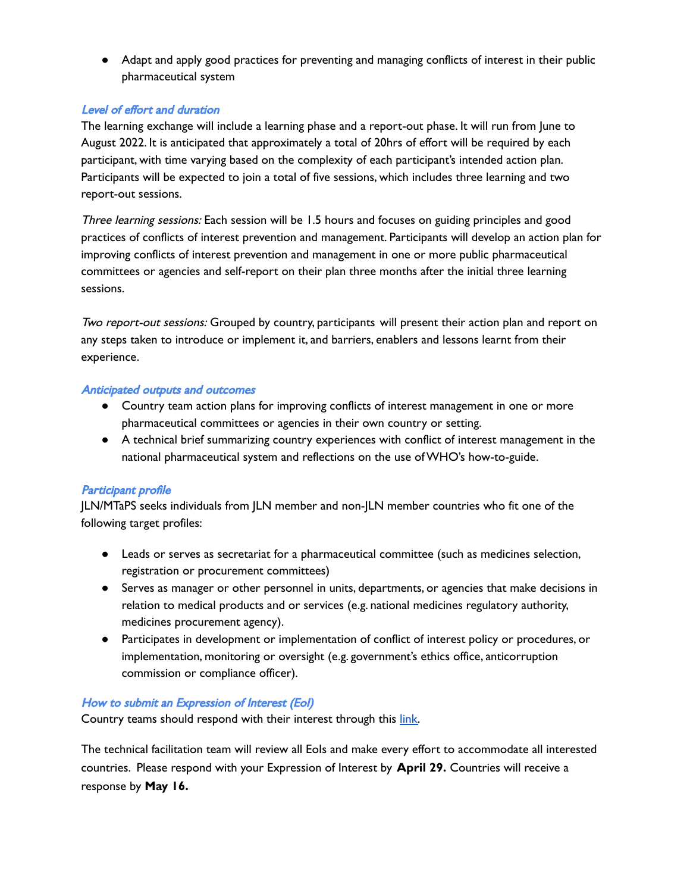- Adapt and apply good practices for preventing and managing conflicts of interest in their public pharmaceutical system

### *Level of effort and duration*

The learning exchange will include a learning phase and a report-out phase. It will run from June to August 2022. It is anticipated that approximately a total of 20hrs of effort will be required by each participant, with time varying based on the complexity of each participant's intended action plan. Participants will be expected to join a total of five sessions, which includes three learning and two report-out sessions.

*Three learning sessions:* Each session will be 1.5 hours and focuses on guiding principles and good practices of conflicts of interest prevention and management. Participants will develop an action plan for improving conflicts of interest prevention and management in one or more public pharmaceutical committees or agencies and self-report on their plan three months after the initial three learning sessions.

*Two report-out sessions:* Grouped by country, participants will present their action plan and report on any steps taken to introduce or implement it, and barriers, enablers and lessons learnt from their experience.

### *Anticipated outputs and outcomes*

- Country team action plans for improving conflicts of interest management in one or more pharmaceutical committees or agencies in their own country or setting.
- A technical brief summarizing country experiences with conflict of interest management in the national pharmaceutical system and reflections on the use of WHO's how-to-guide.

### *Participant profile*

JLN/MTaPS seeks individuals from JLN member and non-JLN member countries who fit one of the following target profiles:

- Leads or serves as secretariat for a pharmaceutical committee (such as medicines selection, registration or procurement committees)
- Serves as manager or other personnel in units, departments, or agencies that make decisions in relation to medical products and or services (e.g. national medicines regulatory authority, medicines procurement agency).
- Participates in development or implementation of conflict of interest policy or procedures, or implementation, monitoring or oversight (e.g. government's ethics office, anticorruption commission or compliance officer).

### *How to submit an Expression of Interest (EoI)*

Country teams should respond with their interest through this link.

The technical facilitation team will review all EoIs and make every effort to accommodate all interested countries. Please respond with your Expression of Interest by **April 29.** Countries will receive a response by **May 16.**